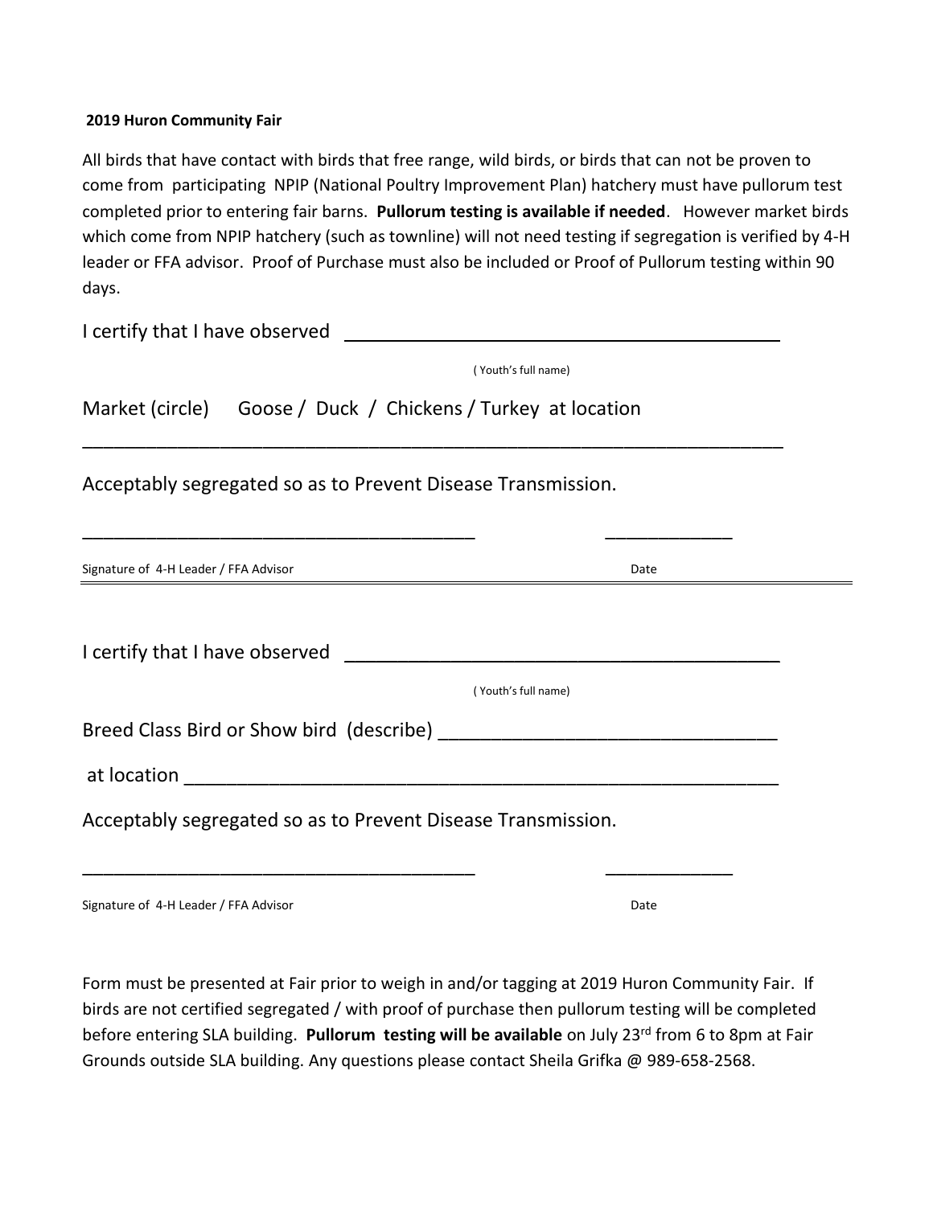**2019 Huron Community Fair**

All birds that have contact with birds that free range, wild birds, or birds that can not be proven to come from participating NPIP (National Poultry Improvement Plan) hatchery must have pullorum test completed prior to entering fair barns. **Pullorum testing is available if needed**. However market birds which come from NPIP hatchery (such as townline) will not need testing if segregation is verified by 4-H leader or FFA advisor. Proof of Purchase must also be included or Proof of Pullorum testing within 90 days.

I certify that I have observed ________________________________________

( Youth's full name)

Market (circle) Goose / Duck / Chickens / Turkey at location

______________________________________________________________________

Acceptably segregated so as to Prevent Disease Transmission.

______________________________________ ____________

Signature of 4-H Leader / FFA Advisor Date

---

I certify that I have observed ________________________________________

( Youth's full name)

Breed Class Bird or Show bird (describe) ______________________________

at location __________________________________________________________

Acceptably segregated so as to Prevent Disease Transmission.

______________________________________ ____________

Signature of 4-H Leader / FFA Advisor Date

Form must be presented at Fair prior to weigh in and/or tagging at 2019 Huron Community Fair. If birds are not certified segregated / with proof of purchase then pullorum testing will be completed before entering SLA building. **Pullorum testing will be available** on July 23rd from 6 to 8pm at Fair Grounds outside SLA building. Any questions please contact Sheila Grifka @ 989-658-2568.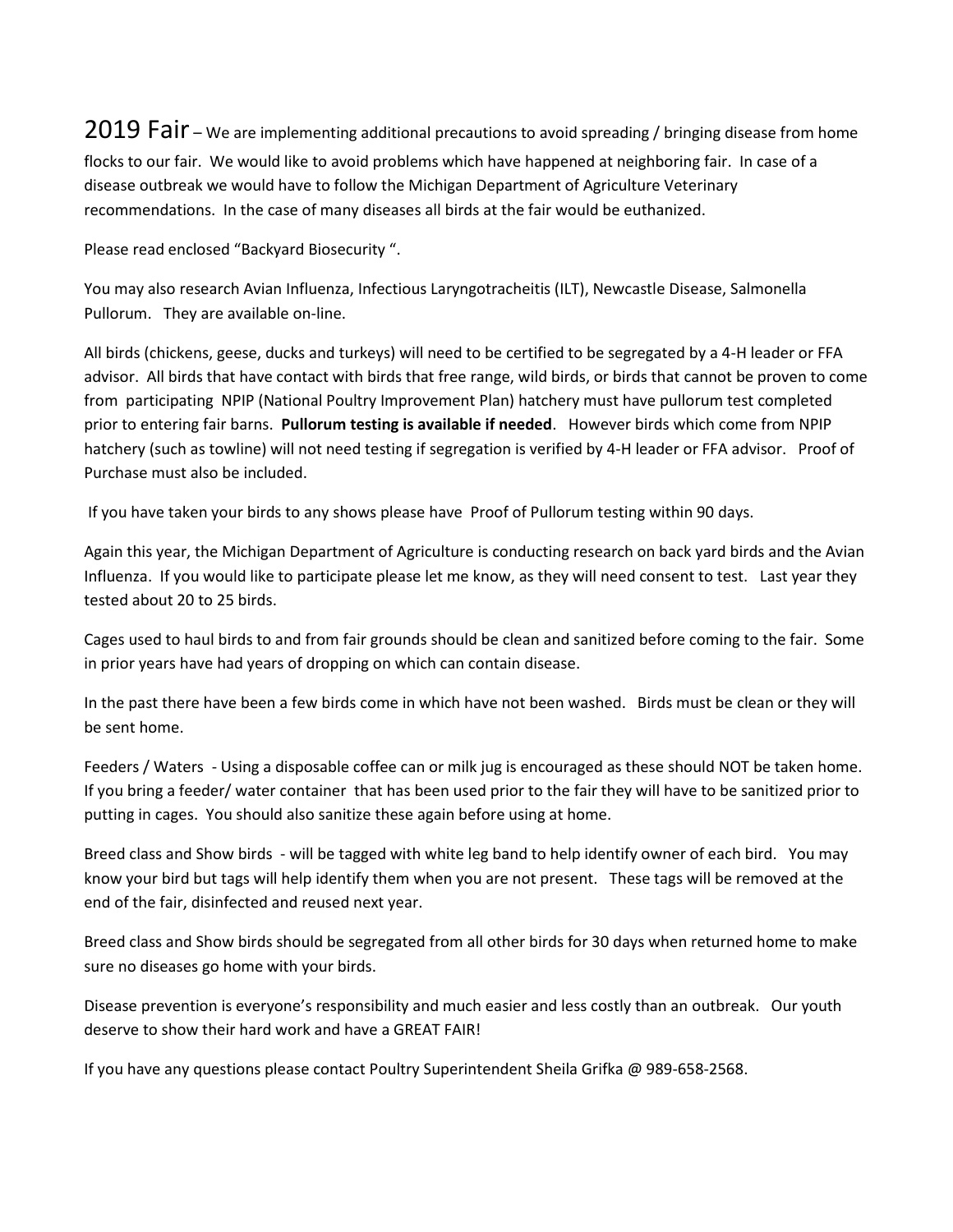2019 Fair – We are implementing additional precautions to avoid spreading / bringing disease from home flocks to our fair. We would like to avoid problems which have happened at neighboring fair. In case of a disease outbreak we would have to follow the Michigan Department of Agriculture Veterinary recommendations. In the case of many diseases all birds at the fair would be euthanized.

Please read enclosed "Backyard Biosecurity ".

You may also research Avian Influenza, Infectious Laryngotracheitis (ILT), Newcastle Disease, Salmonella Pullorum. They are available on-line.

All birds (chickens, geese, ducks and turkeys) will need to be certified to be segregated by a 4-H leader or FFA advisor. All birds that have contact with birds that free range, wild birds, or birds that cannot be proven to come from participating NPIP (National Poultry Improvement Plan) hatchery must have pullorum test completed prior to entering fair barns. **Pullorum testing is available if needed**. However birds which come from NPIP hatchery (such as towline) will not need testing if segregation is verified by 4-H leader or FFA advisor. Proof of Purchase must also be included.

If you have taken your birds to any shows please have Proof of Pullorum testing within 90 days.

Again this year, the Michigan Department of Agriculture is conducting research on back yard birds and the Avian Influenza. If you would like to participate please let me know, as they will need consent to test. Last year they tested about 20 to 25 birds.

Cages used to haul birds to and from fair grounds should be clean and sanitized before coming to the fair. Some in prior years have had years of dropping on which can contain disease.

In the past there have been a few birds come in which have not been washed. Birds must be clean or they will be sent home.

Feeders / Waters - Using a disposable coffee can or milk jug is encouraged as these should NOT be taken home. If you bring a feeder/ water container that has been used prior to the fair they will have to be sanitized prior to putting in cages. You should also sanitize these again before using at home.

Breed class and Show birds - will be tagged with white leg band to help identify owner of each bird. You may know your bird but tags will help identify them when you are not present. These tags will be removed at the end of the fair, disinfected and reused next year.

Breed class and Show birds should be segregated from all other birds for 30 days when returned home to make sure no diseases go home with your birds.

Disease prevention is everyone's responsibility and much easier and less costly than an outbreak. Our youth deserve to show their hard work and have a GREAT FAIR!

If you have any questions please contact Poultry Superintendent Sheila Grifka @ 989-658-2568.